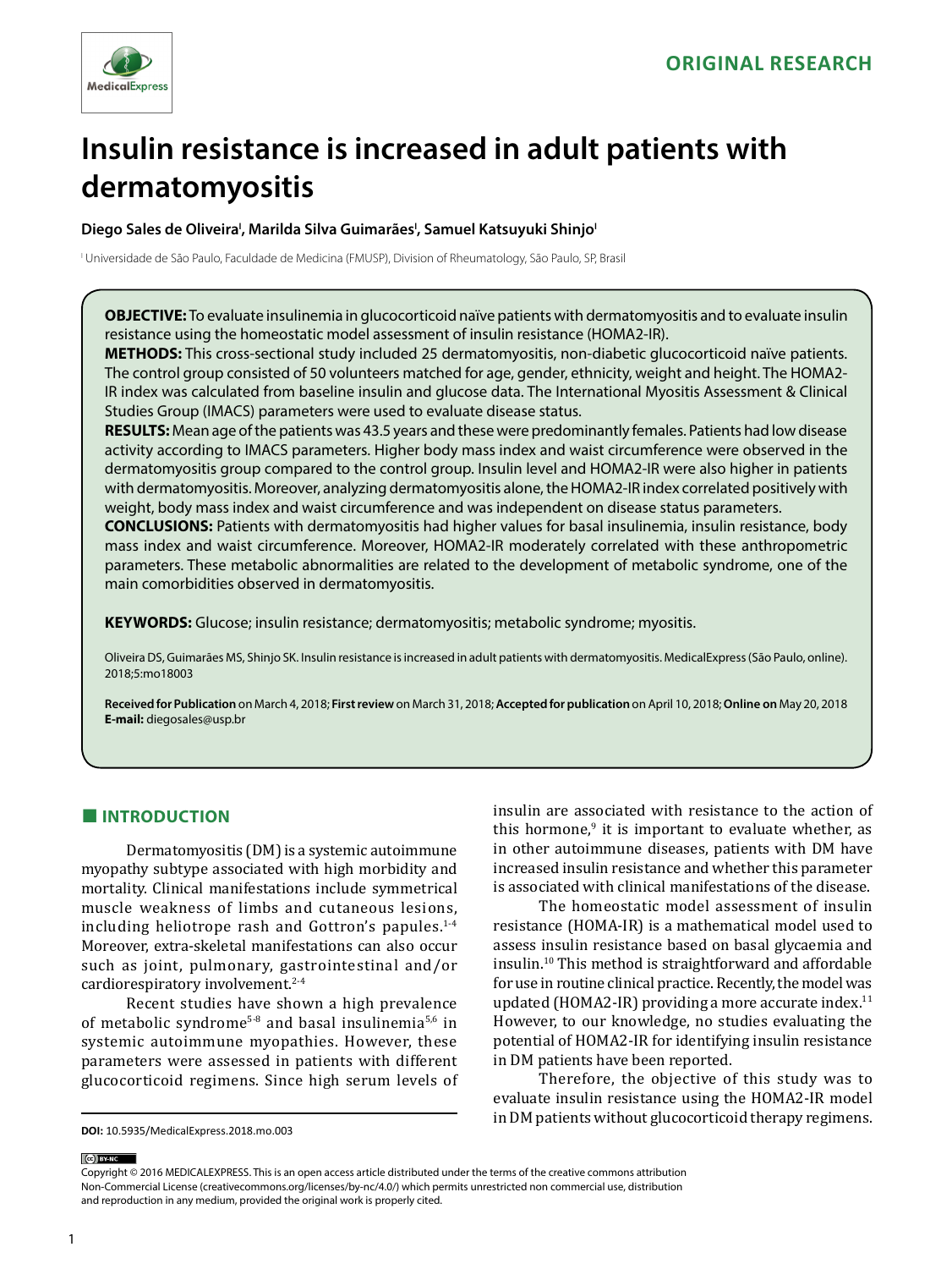ORIGINAL RESEARCH

# Insulin resistance is increased in adult patients with dermatomyositis

**Diego Sales de Oliveira[I], Marilda Silva Guimarães[I], Samuel Katsuyuki Shinjo[I]**

[I] Universidade de São Paulo, Faculdade de Medicina (FMUSP), Division of Rheumatology, São Paulo, SP, Brasil

**OBJECTIVE:** To evaluate insulinemia in glucocorticoid naïve patients with dermatomyositis and to evaluate insulin resistance using the homeostatic model assessment of insulin resistance (HOMA2-IR).

**METHODS:** This cross-sectional study included 25 dermatomyositis, non-diabetic glucocorticoid naïve patients. The control group consisted of 50 volunteers matched for age, gender, ethnicity, weight and height. The HOMA2-IR index was calculated from baseline insulin and glucose data. The International Myositis Assessment & Clinical Studies Group (IMACS) parameters were used to evaluate disease status.

**RESULTS:** Mean age of the patients was 43.5 years and these were predominantly females. Patients had low disease activity according to IMACS parameters. Higher body mass index and waist circumference were observed in the dermatomyositis group compared to the control group. Insulin level and HOMA2-IR were also higher in patients with dermatomyositis. Moreover, analyzing dermatomyositis alone, the HOMA2-IR index correlated positively with weight, body mass index and waist circumference and was independent on disease status parameters.

**CONCLUSIONS:** Patients with dermatomyositis had higher values for basal insulinemia, insulin resistance, body mass index and waist circumference. Moreover, HOMA2-IR moderately correlated with these anthropometric parameters. These metabolic abnormalities are related to the development of metabolic syndrome, one of the main comorbidities observed in dermatomyositis.

**KEYWORDS:** Glucose; insulin resistance; dermatomyositis; metabolic syndrome; myositis.

Oliveira DS, Guimarães MS, Shinjo SK. Insulin resistance is increased in adult patients with dermatomyositis. MedicalExpress (São Paulo, online). 2018;5:mo18003

**Received for Publication** on March 4, 2018; **First review** on March 31, 2018; **Accepted for publication** on April 10, 2018; **Online on** May 20, 2018

**E-mail:** diegosales@usp.br

## INTRODUCTION

Dermatomyositis (DM) is a systemic autoimmune myopathy subtype associated with high morbidity and mortality. Clinical manifestations include symmetrical muscle weakness of limbs and cutaneous lesions, including heliotrope rash and Gottron's papules.[1-4] Moreover, extra-skeletal manifestations can also occur such as joint, pulmonary, gastrointestinal and/or cardiorespiratory involvement.[2-4]

Recent studies have shown a high prevalence of metabolic syndrome[5-8] and basal insulinemia[5,6] in systemic autoimmune myopathies. However, these parameters were assessed in patients with different glucocorticoid regimens. Since high serum levels of insulin are associated with resistance to the action of this hormone,[9] it is important to evaluate whether, as in other autoimmune diseases, patients with DM have increased insulin resistance and whether this parameter is associated with clinical manifestations of the disease.

The homeostatic model assessment of insulin resistance (HOMA-IR) is a mathematical model used to assess insulin resistance based on basal glycaemia and insulin.[10] This method is straightforward and affordable for use in routine clinical practice. Recently, the model was updated (HOMA2-IR) providing a more accurate index.[11] However, to our knowledge, no studies evaluating the potential of HOMA2-IR for identifying insulin resistance in DM patients have been reported.

Therefore, the objective of this study was to evaluate insulin resistance using the HOMA2-IR model in DM patients without glucocorticoid therapy regimens.

**DOI:** 10.5935/MedicalExpress.2018.mo.003

Copyright © 2016 MEDICALEXPRESS. This is an open access article distributed under the terms of the creative commons attribution Non-Commercial License (creativecommons.org/licenses/by-nc/4.0/) which permits unrestricted non commercial use, distribution and reproduction in any medium, provided the original work is properly cited.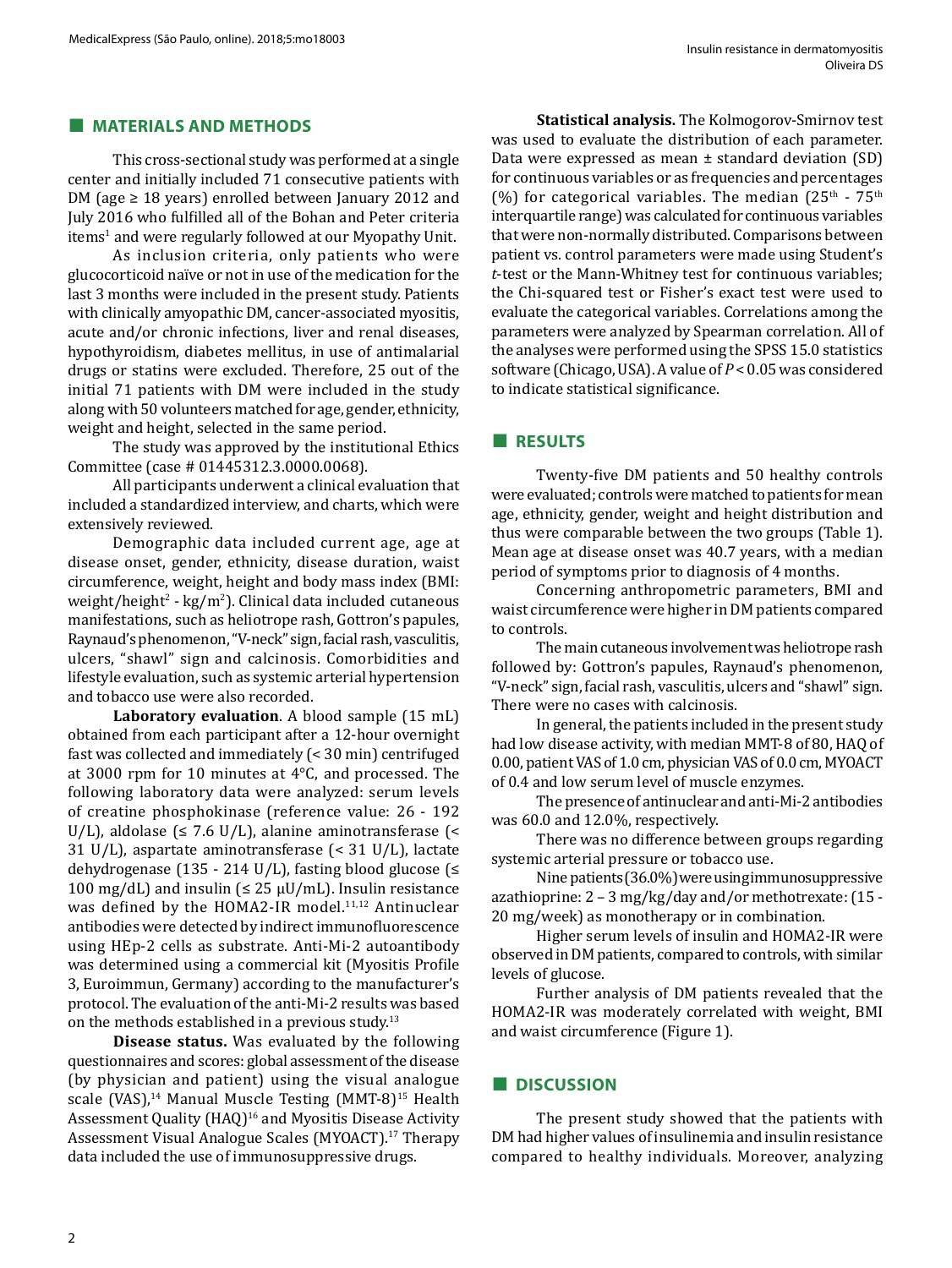## MATERIALS AND METHODS

This cross-sectional study was performed at a single center and initially included 71 consecutive patients with DM (age ≥ 18 years) enrolled between January 2012 and July 2016 who fulfilled all of the Bohan and Peter criteria items[1] and were regularly followed at our Myopathy Unit.

As inclusion criteria, only patients who were glucocorticoid naïve or not in use of the medication for the last 3 months were included in the present study. Patients with clinically amyopathic DM, cancer-associated myositis, acute and/or chronic infections, liver and renal diseases, hypothyroidism, diabetes mellitus, in use of antimalarial drugs or statins were excluded. Therefore, 25 out of the initial 71 patients with DM were included in the study along with 50 volunteers matched for age, gender, ethnicity, weight and height, selected in the same period.

The study was approved by the institutional Ethics Committee (case # 01445312.3.0000.0068).

All participants underwent a clinical evaluation that included a standardized interview, and charts, which were extensively reviewed.

Demographic data included current age, age at disease onset, gender, ethnicity, disease duration, waist circumference, weight, height and body mass index (BMI: weight/height$^2$ - kg/m$^2$). Clinical data included cutaneous manifestations, such as heliotrope rash, Gottron's papules, Raynaud's phenomenon, "V-neck" sign, facial rash, vasculitis, ulcers, "shawl" sign and calcinosis. Comorbidities and lifestyle evaluation, such as systemic arterial hypertension and tobacco use were also recorded.

**Laboratory evaluation**. A blood sample (15 mL) obtained from each participant after a 12-hour overnight fast was collected and immediately (< 30 min) centrifuged at 3000 rpm for 10 minutes at 4°C, and processed. The following laboratory data were analyzed: serum levels of creatine phosphokinase (reference value: 26 - 192 U/L), aldolase (≤ 7.6 U/L), alanine aminotransferase (< 31 U/L), aspartate aminotransferase (< 31 U/L), lactate dehydrogenase (135 - 214 U/L), fasting blood glucose (≤ 100 mg/dL) and insulin (≤ 25 μU/mL). Insulin resistance was defined by the HOMA2-IR model.[11,12] Antinuclear antibodies were detected by indirect immunofluorescence using HEp-2 cells as substrate. Anti-Mi-2 autoantibody was determined using a commercial kit (Myositis Profile 3, Euroimmun, Germany) according to the manufacturer's protocol. The evaluation of the anti-Mi-2 results was based on the methods established in a previous study.[13]

**Disease status.** Was evaluated by the following questionnaires and scores: global assessment of the disease (by physician and patient) using the visual analogue scale (VAS),[14] Manual Muscle Testing (MMT-8)[15] Health Assessment Quality (HAQ)[16] and Myositis Disease Activity Assessment Visual Analogue Scales (MYOACT).[17] Therapy data included the use of immunosuppressive drugs.

**Statistical analysis.** The Kolmogorov-Smirnov test was used to evaluate the distribution of each parameter. Data were expressed as mean ± standard deviation (SD) for continuous variables or as frequencies and percentages (%) for categorical variables. The median (25$^{th}$ - 75$^{th}$ interquartile range) was calculated for continuous variables that were non-normally distributed. Comparisons between patient vs. control parameters were made using Student's *t*-test or the Mann-Whitney test for continuous variables; the Chi-squared test or Fisher's exact test were used to evaluate the categorical variables. Correlations among the parameters were analyzed by Spearman correlation. All of the analyses were performed using the SPSS 15.0 statistics software (Chicago, USA). A value of $P < 0.05$ was considered to indicate statistical significance.

## RESULTS

Twenty-five DM patients and 50 healthy controls were evaluated; controls were matched to patients for mean age, ethnicity, gender, weight and height distribution and thus were comparable between the two groups (Table 1). Mean age at disease onset was 40.7 years, with a median period of symptoms prior to diagnosis of 4 months.

Concerning anthropometric parameters, BMI and waist circumference were higher in DM patients compared to controls.

The main cutaneous involvement was heliotrope rash followed by: Gottron's papules, Raynaud's phenomenon, "V-neck" sign, facial rash, vasculitis, ulcers and "shawl" sign. There were no cases with calcinosis.

In general, the patients included in the present study had low disease activity, with median MMT-8 of 80, HAQ of 0.00, patient VAS of 1.0 cm, physician VAS of 0.0 cm, MYOACT of 0.4 and low serum level of muscle enzymes.

The presence of antinuclear and anti-Mi-2 antibodies was 60.0 and 12.0%, respectively.

There was no difference between groups regarding systemic arterial pressure or tobacco use.

Nine patients (36.0%) were using immunosuppressive azathioprine: 2 – 3 mg/kg/day and/or methotrexate: (15 - 20 mg/week) as monotherapy or in combination.

Higher serum levels of insulin and HOMA2-IR were observed in DM patients, compared to controls, with similar levels of glucose.

Further analysis of DM patients revealed that the HOMA2-IR was moderately correlated with weight, BMI and waist circumference (Figure 1).

## DISCUSSION

The present study showed that the patients with DM had higher values of insulinemia and insulin resistance compared to healthy individuals. Moreover, analyzing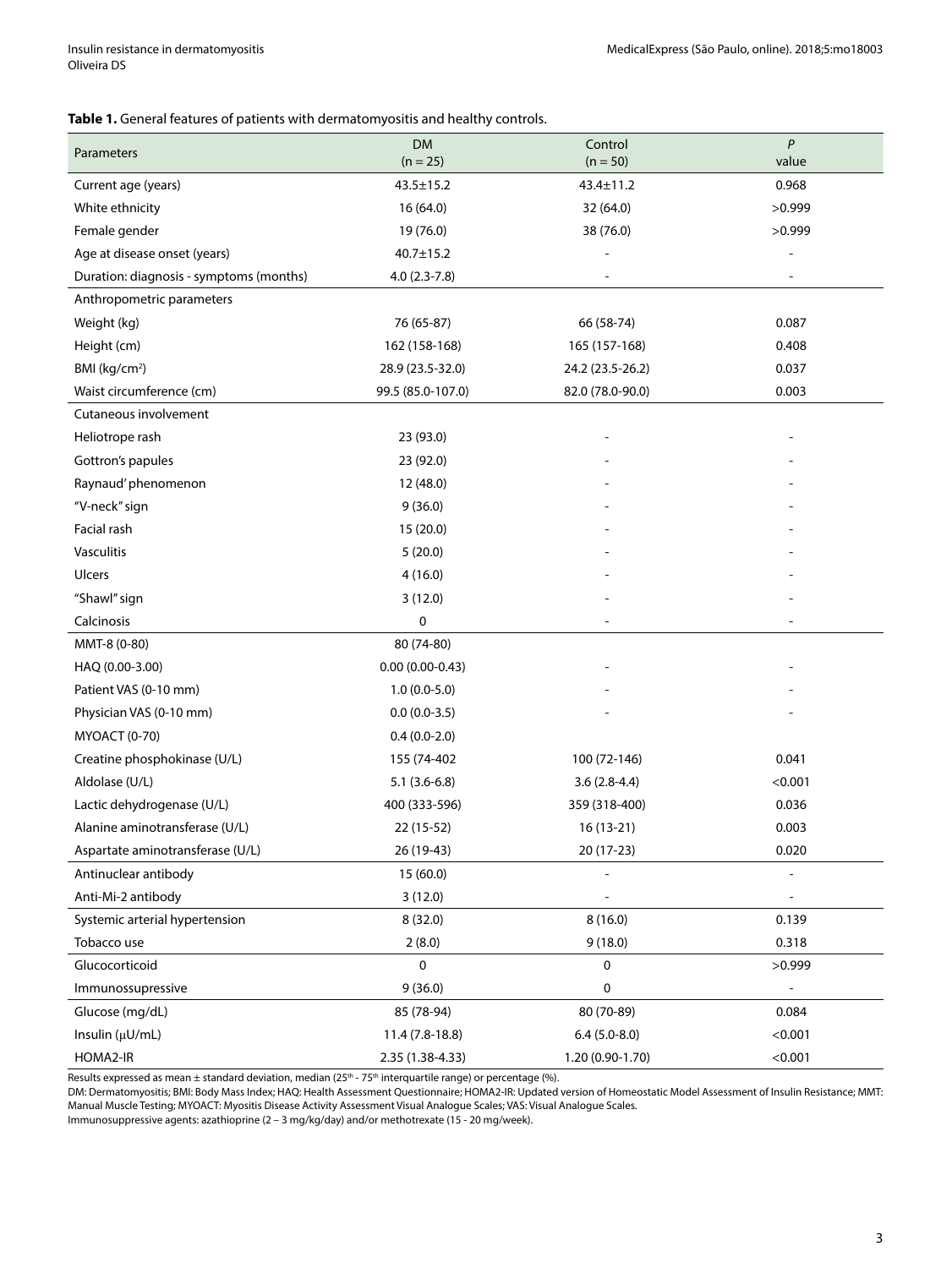**Table 1.** General features of patients with dermatomyositis and healthy controls.

| Parameters | DM (n = 25) | Control (n = 50) | *P* value |
|---|---|---|---|
| Current age (years) | 43.5±15.2 | 43.4±11.2 | 0.968 |
| White ethnicity | 16 (64.0) | 32 (64.0) | >0.999 |
| Female gender | 19 (76.0) | 38 (76.0) | >0.999 |
| Age at disease onset (years) | 40.7±15.2 | - | - |
| Duration: diagnosis - symptoms (months) | 4.0 (2.3-7.8) | - | - |
| Anthropometric parameters | | | |
| Weight (kg) | 76 (65-87) | 66 (58-74) | 0.087 |
| Height (cm) | 162 (158-168) | 165 (157-168) | 0.408 |
| BMI (kg/cm²) | 28.9 (23.5-32.0) | 24.2 (23.5-26.2) | 0.037 |
| Waist circumference (cm) | 99.5 (85.0-107.0) | 82.0 (78.0-90.0) | 0.003 |
| Cutaneous involvement | | | |
| Heliotrope rash | 23 (93.0) | - | - |
| Gottron's papules | 23 (92.0) | - | - |
| Raynaud' phenomenon | 12 (48.0) | - | - |
| "V-neck" sign | 9 (36.0) | - | - |
| Facial rash | 15 (20.0) | - | - |
| Vasculitis | 5 (20.0) | - | - |
| Ulcers | 4 (16.0) | - | - |
| "Shawl" sign | 3 (12.0) | - | - |
| Calcinosis | 0 | - | - |
| MMT-8 (0-80) | 80 (74-80) | | |
| HAQ (0.00-3.00) | 0.00 (0.00-0.43) | - | - |
| Patient VAS (0-10 mm) | 1.0 (0.0-5.0) | - | - |
| Physician VAS (0-10 mm) | 0.0 (0.0-3.5) | - | - |
| MYOACT (0-70) | 0.4 (0.0-2.0) | | |
| Creatine phosphokinase (U/L) | 155 (74-402 | 100 (72-146) | 0.041 |
| Aldolase (U/L) | 5.1 (3.6-6.8) | 3.6 (2.8-4.4) | <0.001 |
| Lactic dehydrogenase (U/L) | 400 (333-596) | 359 (318-400) | 0.036 |
| Alanine aminotransferase (U/L) | 22 (15-52) | 16 (13-21) | 0.003 |
| Aspartate aminotransferase (U/L) | 26 (19-43) | 20 (17-23) | 0.020 |
| Antinuclear antibody | 15 (60.0) | - | - |
| Anti-Mi-2 antibody | 3 (12.0) | - | - |
| Systemic arterial hypertension | 8 (32.0) | 8 (16.0) | 0.139 |
| Tobacco use | 2 (8.0) | 9 (18.0) | 0.318 |
| Glucocorticoid | 0 | 0 | >0.999 |
| Immunossupressive | 9 (36.0) | 0 | - |
| Glucose (mg/dL) | 85 (78-94) | 80 (70-89) | 0.084 |
| Insulin (μU/mL) | 11.4 (7.8-18.8) | 6.4 (5.0-8.0) | <0.001 |
| HOMA2-IR | 2.35 (1.38-4.33) | 1.20 (0.90-1.70) | <0.001 |

Results expressed as mean ± standard deviation, median (25th - 75th interquartile range) or percentage (%).
DM: Dermatomyositis; BMI: Body Mass Index; HAQ: Health Assessment Questionnaire; HOMA2-IR: Updated version of Homeostatic Model Assessment of Insulin Resistance; MMT: Manual Muscle Testing; MYOACT: Myositis Disease Activity Assessment Visual Analogue Scales; VAS: Visual Analogue Scales.
Immunosuppressive agents: azathioprine (2 – 3 mg/kg/day) and/or methotrexate (15 - 20 mg/week).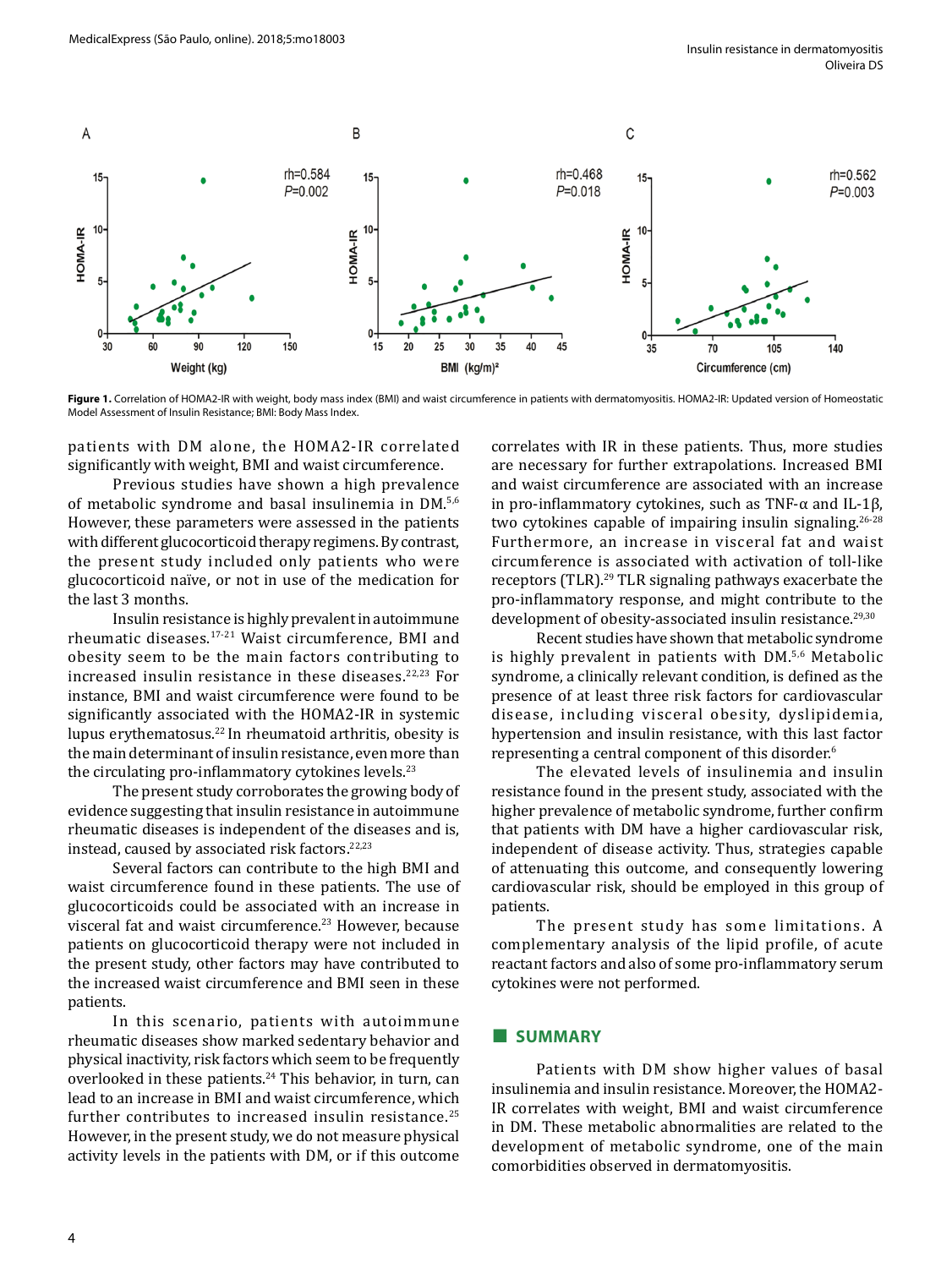**Figure 1.** Correlation of HOMA2-IR with weight, body mass index (BMI) and waist circumference in patients with dermatomyositis. HOMA2-IR: Updated version of Homeostatic Model Assessment of Insulin Resistance; BMI: Body Mass Index.

patients with DM alone, the HOMA2-IR correlated significantly with weight, BMI and waist circumference.

Previous studies have shown a high prevalence of metabolic syndrome and basal insulinemia in DM.[5,6] However, these parameters were assessed in the patients with different glucocorticoid therapy regimens. By contrast, the present study included only patients who were glucocorticoid naïve, or not in use of the medication for the last 3 months.

Insulin resistance is highly prevalent in autoimmune rheumatic diseases.[17-21] Waist circumference, BMI and obesity seem to be the main factors contributing to increased insulin resistance in these diseases.[22,23] For instance, BMI and waist circumference were found to be significantly associated with the HOMA2-IR in systemic lupus erythematosus.[22] In rheumatoid arthritis, obesity is the main determinant of insulin resistance, even more than the circulating pro-inflammatory cytokines levels.[23]

The present study corroborates the growing body of evidence suggesting that insulin resistance in autoimmune rheumatic diseases is independent of the diseases and is, instead, caused by associated risk factors.[22,23]

Several factors can contribute to the high BMI and waist circumference found in these patients. The use of glucocorticoids could be associated with an increase in visceral fat and waist circumference.[23] However, because patients on glucocorticoid therapy were not included in the present study, other factors may have contributed to the increased waist circumference and BMI seen in these patients.

In this scenario, patients with autoimmune rheumatic diseases show marked sedentary behavior and physical inactivity, risk factors which seem to be frequently overlooked in these patients.[24] This behavior, in turn, can lead to an increase in BMI and waist circumference, which further contributes to increased insulin resistance.[25] However, in the present study, we do not measure physical activity levels in the patients with DM, or if this outcome correlates with IR in these patients. Thus, more studies are necessary for further extrapolations. Increased BMI and waist circumference are associated with an increase in pro-inflammatory cytokines, such as TNF-α and IL-1β, two cytokines capable of impairing insulin signaling.[26-28] Furthermore, an increase in visceral fat and waist circumference is associated with activation of toll-like receptors (TLR).[29] TLR signaling pathways exacerbate the pro-inflammatory response, and might contribute to the development of obesity-associated insulin resistance.[29,30]

Recent studies have shown that metabolic syndrome is highly prevalent in patients with DM.[5,6] Metabolic syndrome, a clinically relevant condition, is defined as the presence of at least three risk factors for cardiovascular disease, including visceral obesity, dyslipidemia, hypertension and insulin resistance, with this last factor representing a central component of this disorder.[6]

The elevated levels of insulinemia and insulin resistance found in the present study, associated with the higher prevalence of metabolic syndrome, further confirm that patients with DM have a higher cardiovascular risk, independent of disease activity. Thus, strategies capable of attenuating this outcome, and consequently lowering cardiovascular risk, should be employed in this group of patients.

The present study has some limitations. A complementary analysis of the lipid profile, of acute reactant factors and also of some pro-inflammatory serum cytokines were not performed.

## SUMMARY

Patients with DM show higher values of basal insulinemia and insulin resistance. Moreover, the HOMA2-IR correlates with weight, BMI and waist circumference in DM. These metabolic abnormalities are related to the development of metabolic syndrome, one of the main comorbidities observed in dermatomyositis.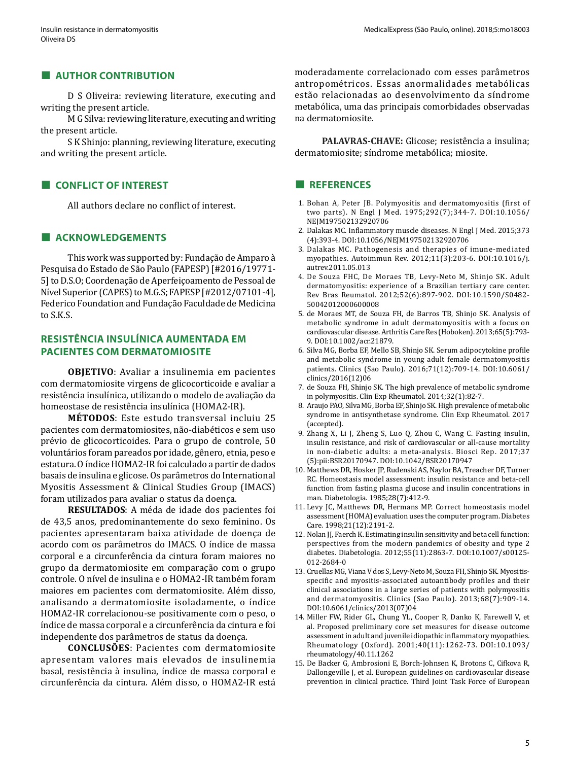## AUTHOR CONTRIBUTION

D S Oliveira: reviewing literature, executing and writing the present article.

M G Silva: reviewing literature, executing and writing the present article.

S K Shinjo: planning, reviewing literature, executing and writing the present article.

## CONFLICT OF INTEREST

All authors declare no conflict of interest.

## ACKNOWLEDGEMENTS

This work was supported by: Fundação de Amparo à Pesquisa do Estado de São Paulo (FAPESP) [#2016/19771-5] to D.S.O; Coordenação de Aperfeiçoamento de Pessoal de Nível Superior (CAPES) to M.G.S; FAPESP [#2012/07101-4], Federico Foundation and Fundação Faculdade de Medicina to S.K.S.

## RESISTÊNCIA INSULÍNICA AUMENTADA EM PACIENTES COM DERMATOMIOSITE

**OBJETIVO**: Avaliar a insulinemia em pacientes com dermatomiosite virgens de glicocorticoide e avaliar a resistência insulínica, utilizando o modelo de avaliação da homeostase de resistência insulínica (HOMA2-IR).

**MÉTODOS**: Este estudo transversal incluiu 25 pacientes com dermatomiosites, não-diabéticos e sem uso prévio de glicocorticoides. Para o grupo de controle, 50 voluntários foram pareados por idade, gênero, etnia, peso e estatura. O índice HOMA2-IR foi calculado a partir de dados basais de insulina e glicose. Os parâmetros do International Myositis Assessment & Clinical Studies Group (IMACS) foram utilizados para avaliar o status da doença.

**RESULTADOS**: A méda de idade dos pacientes foi de 43,5 anos, predominantemente do sexo feminino. Os pacientes apresentaram baixa atividade de doença de acordo com os parâmetros do IMACS. O índice de massa corporal e a circunferência da cintura foram maiores no grupo da dermatomiosite em comparação com o grupo controle. O nível de insulina e o HOMA2-IR também foram maiores em pacientes com dermatomiosite. Além disso, analisando a dermatomiosite isoladamente, o índice HOMA2-IR correlacionou-se positivamente com o peso, o índice de massa corporal e a circunferência da cintura e foi independente dos parâmetros de status da doença.

**CONCLUSÕES**: Pacientes com dermatomiosite apresentam valores mais elevados de insulinemia basal, resistência à insulina, índice de massa corporal e circunferência da cintura. Além disso, o HOMA2-IR está moderadamente correlacionado com esses parâmetros antropométricos. Essas anormalidades metabólicas estão relacionadas ao desenvolvimento da síndrome metabólica, uma das principais comorbidades observadas na dermatomiosite.

**PALAVRAS-CHAVE:** Glicose; resistência a insulina; dermatomiosite; síndrome metabólica; miosite.

## REFERENCES

1. Bohan A, Peter JB. Polymyositis and dermatomyositis (first of two parts). N Engl J Med. 1975;292(7);344-7. DOI:10.1056/NEJM197502132920706
2. Dalakas MC. Inflammatory muscle diseases. N Engl J Med. 2015;373 (4):393-4. DOI:10.1056/NEJM197502132920706
3. Dalakas MC. Pathogenesis and therapies of imune-mediated myopathies. Autoimmun Rev. 2012;11(3):203-6. DOI:10.1016/j.autrev.2011.05.013
4. De Souza FHC, De Moraes TB, Levy-Neto M, Shinjo SK. Adult dermatomyositis: experience of a Brazilian tertiary care center. Rev Bras Reumatol. 2012;52(6):897-902. DOI:10.1590/S0482-50042012000600008
5. de Moraes MT, de Souza FH, de Barros TB, Shinjo SK. Analysis of metabolic syndrome in adult dermatomyositis with a focus on cardiovascular disease. Arthritis Care Res (Hoboken). 2013;65(5):793-9. DOI:10.1002/acr.21879.
6. Silva MG, Borba EF, Mello SB, Shinjo SK. Serum adipocytokine profile and metabolic syndrome in young adult female dermatomyositis patients. Clinics (Sao Paulo). 2016;71(12):709-14. DOI:10.6061/clinics/2016(12)06
7. de Souza FH, Shinjo SK. The high prevalence of metabolic syndrome in polymyositis. Clin Exp Rheumatol. 2014;32(1):82-7.
8. Araujo PAO, Silva MG, Borba EF, Shinjo SK. High prevalence of metabolic syndrome in antisynthetase syndrome. Clin Exp Rheumatol. 2017 (accepted).
9. Zhang X, Li J, Zheng S, Luo Q, Zhou C, Wang C. Fasting insulin, insulin resistance, and risk of cardiovascular or all-cause mortality in non-diabetic adults: a meta-analysis. Biosci Rep. 2017;37 (5):pii:BSR20170947. DOI:10.1042/BSR20170947
10. Matthews DR, Hosker JP, Rudenski AS, Naylor BA, Treacher DF, Turner RC. Homeostasis model assessment: insulin resistance and beta-cell function from fasting plasma glucose and insulin concentrations in man. Diabetologia. 1985;28(7):412-9.
11. Levy JC, Matthews DR, Hermans MP. Correct homeostasis model assessment (HOMA) evaluation uses the computer program. Diabetes Care. 1998;21(12):2191-2.
12. Nolan JJ, Faerch K. Estimating insulin sensitivity and beta cell function: perspectives from the modern pandemics of obesity and type 2 diabetes. Diabetologia. 2012;55(11):2863-7. DOI:10.1007/s00125-012-2684-0
13. Cruellas MG, Viana V dos S, Levy-Neto M, Souza FH, Shinjo SK. Myositis-specific and myositis-associated autoantibody profiles and their clinical associations in a large series of patients with polymyositis and dermatomyositis. Clinics (Sao Paulo). 2013;68(7):909-14. DOI:10.6061/clinics/2013(07)04
14. Miller FW, Rider GL, Chung YL, Cooper R, Danko K, Farewell V, et al. Proposed preliminary core set measures for disease outcome assessment in adult and juvenile idiopathic inflammatory myopathies. Rheumatology (Oxford). 2001;40(11):1262-73. DOI:10.1093/rheumatology/40.11.1262
15. De Backer G, Ambrosioni E, Borch-Johnsen K, Brotons C, Cifkova R, Dallongeville J, et al. European guidelines on cardiovascular disease prevention in clinical practice. Third Joint Task Force of European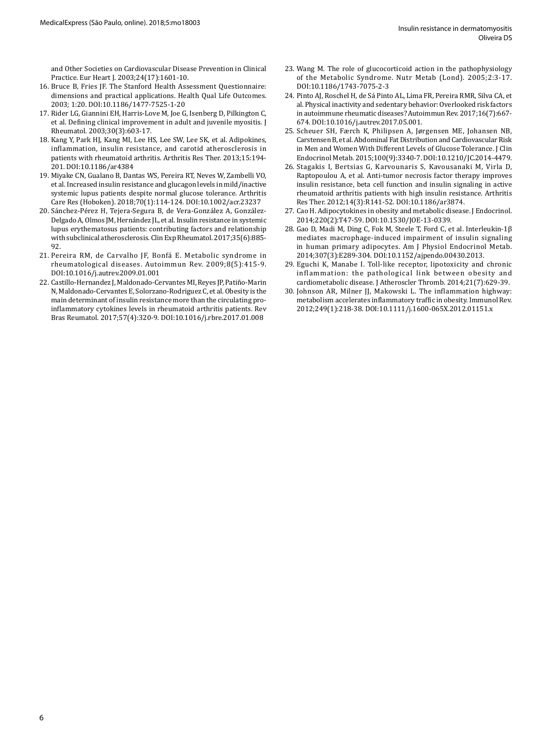and Other Societies on Cardiovascular Disease Prevention in Clinical Practice. Eur Heart J. 2003;24(17):1601-10.

16. Bruce B, Fries JF. The Stanford Health Assessment Questionnaire: dimensions and practical applications. Health Qual Life Outcomes. 2003; 1:20. DOI:10.1186/1477-7525-1-20
17. Rider LG, Giannini EH, Harris-Love M, Joe G, Isenberg D, Pilkington C, et al. Defining clinical improvement in adult and juvenile myositis. J Rheumatol. 2003;30(3):603-17.
18. Kang Y, Park HJ, Kang MI, Lee HS, Lee SW, Lee SK, et al. Adipokines, inflammation, insulin resistance, and carotid atherosclerosis in patients with rheumatoid arthritis. Arthritis Res Ther. 2013;15:194-201. DOI:10.1186/ar4384
19. Miyake CN, Gualano B, Dantas WS, Pereira RT, Neves W, Zambelli VO, et al. Increased insulin resistance and glucagon levels in mild/inactive systemic lupus patients despite normal glucose tolerance. Arthritis Care Res (Hoboken). 2018;70(1):114-124. DOI:10.1002/acr.23237
20. Sánchez-Pérez H, Tejera-Segura B, de Vera-González A, González-Delgado A, Olmos JM, Hernández JL, et al. Insulin resistance in systemic lupus erythematosus patients: contributing factors and relationship with subclinical atherosclerosis. Clin Exp Rheumatol. 2017;35(6):885-92.
21. Pereira RM, de Carvalho JF, Bonfá E. Metabolic syndrome in rheumatological diseases. Autoimmun Rev. 2009;8(5):415-9. DOI:10.1016/j.autrev.2009.01.001
22. Castillo-Hernandez J, Maldonado-Cervantes MI, Reyes JP, Patiño-Marin N, Maldonado-Cervantes E, Solorzano-Rodriguez C, et al. Obesity is the main determinant of insulin resistance more than the circulating pro-inflammatory cytokines levels in rheumatoid arthritis patients. Rev Bras Reumatol. 2017;57(4):320-9. DOI:10.1016/j.rbre.2017.01.008
23. Wang M. The role of glucocorticoid action in the pathophysiology of the Metabolic Syndrome. Nutr Metab (Lond). 2005;2:3-17. DOI:10.1186/1743-7075-2-3
24. Pinto AJ, Roschel H, de Sá Pinto AL, Lima FR, Pereira RMR, Silva CA, et al. Physical inactivity and sedentary behavior: Overlooked risk factors in autoimmune rheumatic diseases? Autoimmun Rev. 2017;16(7):667-674. DOI:10.1016/j.autrev.2017.05.001.
25. Scheuer SH, Færch K, Philipsen A, Jørgensen ME, Johansen NB, Carstensen B, et al. Abdominal Fat Distribution and Cardiovascular Risk in Men and Women With Different Levels of Glucose Tolerance. J Clin Endocrinol Metab. 2015;100(9):3340-7. DOI:10.1210/JC.2014-4479.
26. Stagakis I, Bertsias G, Karvounaris S, Kavousanaki M, Virla D, Raptopoulou A, et al. Anti-tumor necrosis factor therapy improves insulin resistance, beta cell function and insulin signaling in active rheumatoid arthritis patients with high insulin resistance. Arthritis Res Ther. 2012;14(3):R141-52. DOI:10.1186/ar3874.
27. Cao H. Adipocytokines in obesity and metabolic disease. J Endocrinol. 2014;220(2):T47-59. DOI:10.1530/JOE-13-0339.
28. Gao D, Madi M, Ding C, Fok M, Steele T, Ford C, et al. Interleukin-1β mediates macrophage-induced impairment of insulin signaling in human primary adipocytes. Am J Physiol Endocrinol Metab. 2014;307(3):E289-304. DOI:10.1152/ajpendo.00430.2013.
29. Eguchi K, Manabe I. Toll-like receptor, lipotoxicity and chronic inflammation: the pathological link between obesity and cardiometabolic disease. J Atheroscler Thromb. 2014;21(7):629-39.
30. Johnson AR, Milner JJ, Makowski L. The inflammation highway: metabolism accelerates inflammatory traffic in obesity. Immunol Rev. 2012;249(1):218-38. DOI:10.1111/j.1600-065X.2012.01151.x